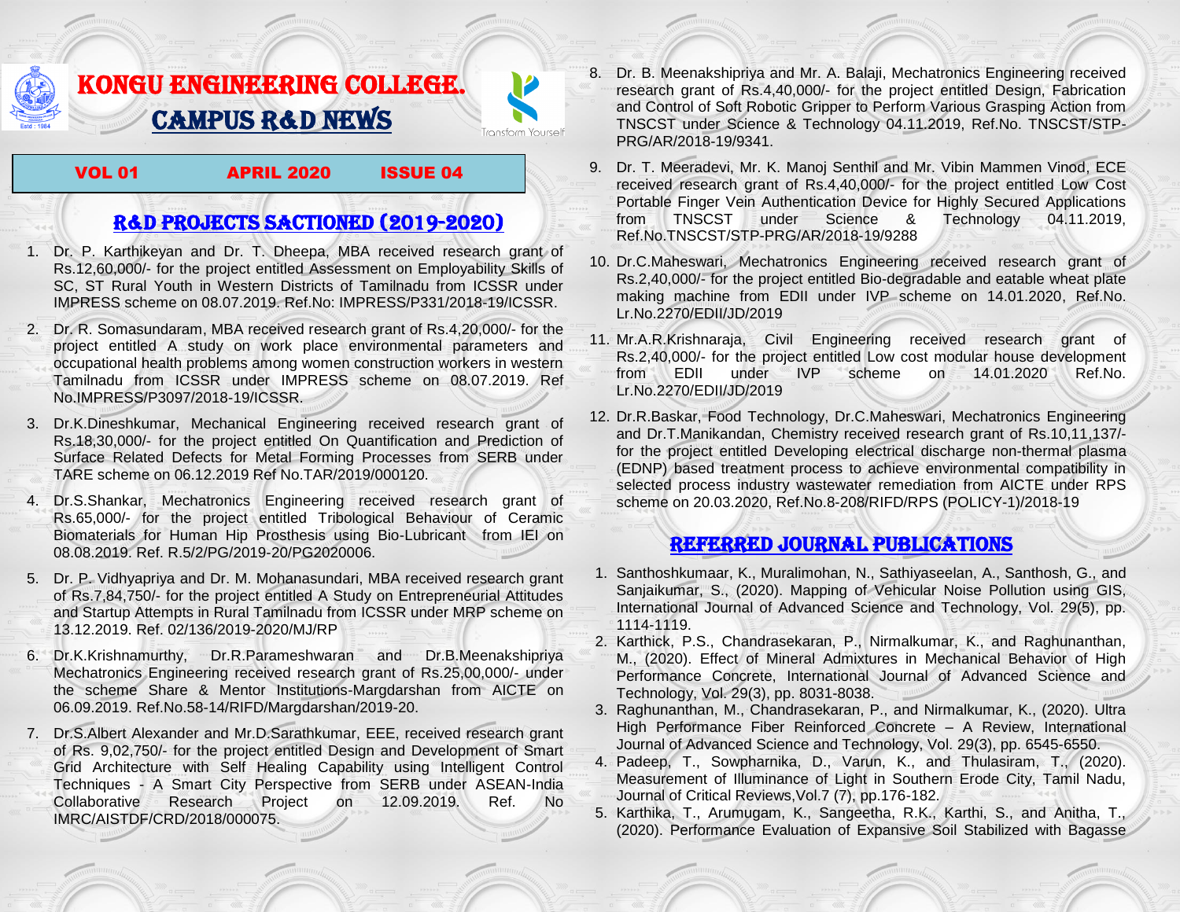# KONGU ENGINEERING COLLEGE.

# CAMPUS R&D NEWS

Transform Yourself

**VOL 01 APRIL 2020 ISSUE 04**

## R&D PROJECTS SACTIONED (2019-2020)

1. Dr. P. Karthikeyan and Dr. T. Dheepa, MBA received research grant of Rs.12,60,000/- for the project entitled Assessment on Employability Skills of SC, ST Rural Youth in Western Districts of Tamilnadu from ICSSR under IMPRESS scheme on 08.07.2019. Ref.No: IMPRESS/P331/2018-19/ICSSR.
2. Dr. R. Somasundaram, MBA received research grant of Rs.4,20,000/- for the project entitled A study on work place environmental parameters and occupational health problems among women construction workers in western Tamilnadu from ICSSR under IMPRESS scheme on 08.07.2019. Ref No.IMPRESS/P3097/2018-19/ICSSR.
3. Dr.K.Dineshkumar, Mechanical Engineering received research grant of Rs.18,30,000/- for the project entitled On Quantification and Prediction of Surface Related Defects for Metal Forming Processes from SERB under TARE scheme on 06.12.2019 Ref No.TAR/2019/000120.
4. Dr.S.Shankar, Mechatronics Engineering received research grant of Rs.65,000/- for the project entitled Tribological Behaviour of Ceramic Biomaterials for Human Hip Prosthesis using Bio-Lubricant from IEI on 08.08.2019. Ref. R.5/2/PG/2019-20/PG2020006.
5. Dr. P. Vidhyapriya and Dr. M. Mohanasundari, MBA received research grant of Rs.7,84,750/- for the project entitled A Study on Entrepreneurial Attitudes and Startup Attempts in Rural Tamilnadu from ICSSR under MRP scheme on 13.12.2019. Ref. 02/136/2019-2020/MJ/RP
6. Dr.K.Krishnamurthy, Dr.R.Parameshwaran and Dr.B.Meenakshipriya Mechatronics Engineering received research grant of Rs.25,00,000/- under the scheme Share & Mentor Institutions-Margdarshan from AICTE on 06.09.2019. Ref.No.58-14/RIFD/Margdarshan/2019-20.
7. Dr.S.Albert Alexander and Mr.D.Sarathkumar, EEE, received research grant of Rs. 9,02,750/- for the project entitled Design and Development of Smart Grid Architecture with Self Healing Capability using Intelligent Control Techniques - A Smart City Perspective from SERB under ASEAN-India Collaborative Research Project on 12.09.2019. Ref. No IMRC/AISTDF/CRD/2018/000075.
8. Dr. B. Meenakshipriya and Mr. A. Balaji, Mechatronics Engineering received research grant of Rs.4,40,000/- for the project entitled Design, Fabrication and Control of Soft Robotic Gripper to Perform Various Grasping Action from TNSCST under Science & Technology 04.11.2019, Ref.No. TNSCST/STP-PRG/AR/2018-19/9341.
9. Dr. T. Meeradevi, Mr. K. Manoj Senthil and Mr. Vibin Mammen Vinod, ECE received research grant of Rs.4,40,000/- for the project entitled Low Cost Portable Finger Vein Authentication Device for Highly Secured Applications from TNSCST under Science & Technology 04.11.2019, Ref.No.TNSCST/STP-PRG/AR/2018-19/9288
10. Dr.C.Maheswari, Mechatronics Engineering received research grant of Rs.2,40,000/- for the project entitled Bio-degradable and eatable wheat plate making machine from EDII under IVP scheme on 14.01.2020, Ref.No. Lr.No.2270/EDII/JD/2019
11. Mr.A.R.Krishnaraja, Civil Engineering received research grant of Rs.2,40,000/- for the project entitled Low cost modular house development from EDII under IVP scheme on 14.01.2020 Ref.No. Lr.No.2270/EDII/JD/2019
12. Dr.R.Baskar, Food Technology, Dr.C.Maheswari, Mechatronics Engineering and Dr.T.Manikandan, Chemistry received research grant of Rs.10,11,137/- for the project entitled Developing electrical discharge non-thermal plasma (EDNP) based treatment process to achieve environmental compatibility in selected process industry wastewater remediation from AICTE under RPS scheme on 20.03.2020, Ref.No.8-208/RIFD/RPS (POLICY-1)/2018-19

## REFERRED JOURNAL PUBLICATIONS

1. Santhoshkumaar, K., Muralimohan, N., Sathiyaseelan, A., Santhosh, G., and Sanjaikumar, S., (2020). Mapping of Vehicular Noise Pollution using GIS, International Journal of Advanced Science and Technology, Vol. 29(5), pp. 1114-1119.
2. Karthick, P.S., Chandrasekaran, P., Nirmalkumar, K., and Raghunanthan, M., (2020). Effect of Mineral Admixtures in Mechanical Behavior of High Performance Concrete, International Journal of Advanced Science and Technology, Vol. 29(3), pp. 8031-8038.
3. Raghunanthan, M., Chandrasekaran, P., and Nirmalkumar, K., (2020). Ultra High Performance Fiber Reinforced Concrete – A Review, International Journal of Advanced Science and Technology, Vol. 29(3), pp. 6545-6550.
4. Padeep, T., Sowpharnika, D., Varun, K., and Thulasiram, T., (2020). Measurement of Illuminance of Light in Southern Erode City, Tamil Nadu, Journal of Critical Reviews,Vol.7 (7), pp.176-182.
5. Karthika, T., Arumugam, K., Sangeetha, R.K., Karthi, S., and Anitha, T., (2020). Performance Evaluation of Expansive Soil Stabilized with Bagasse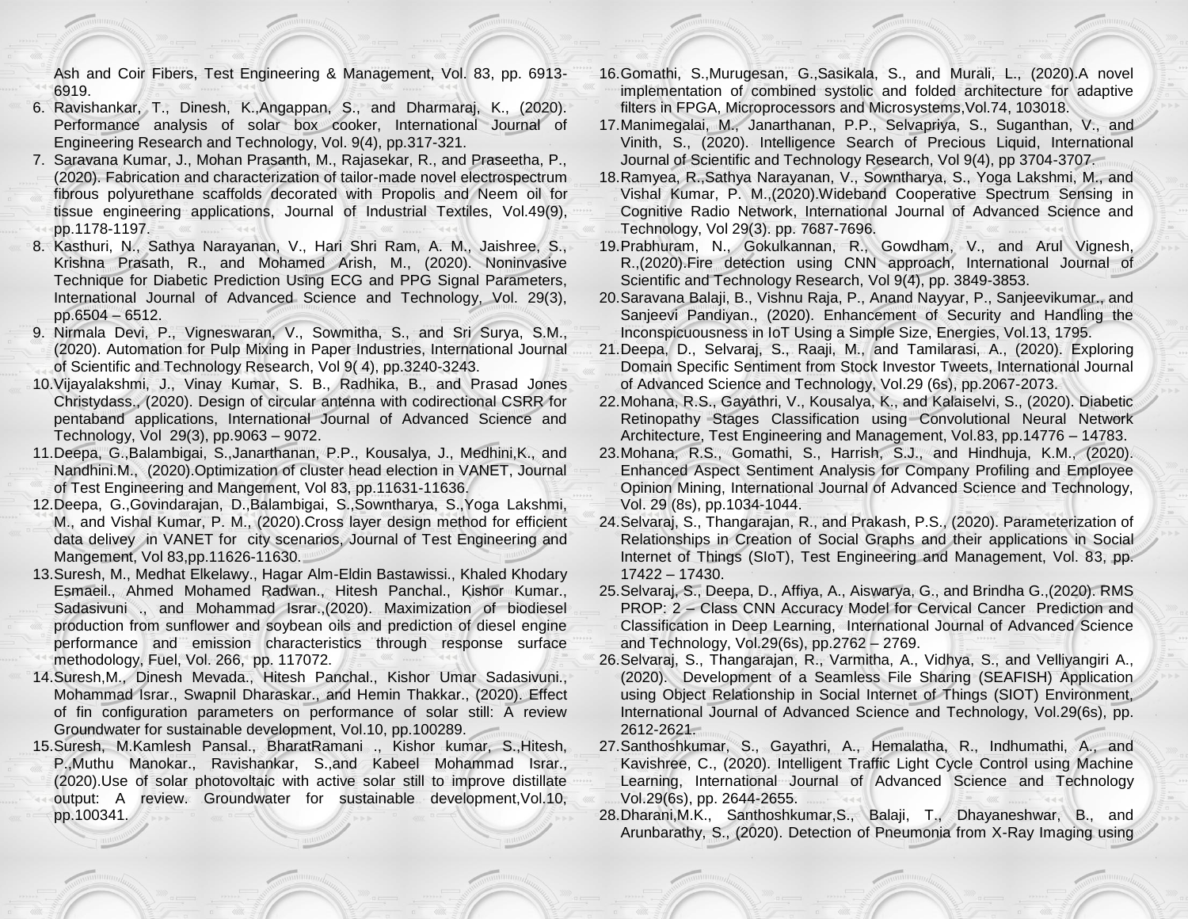Ash and Coir Fibers, Test Engineering & Management, Vol. 83, pp. 6913-6919.

6. Ravishankar, T., Dinesh, K.,Angappan, S., and Dharmaraj, K., (2020). Performance analysis of solar box cooker, International Journal of Engineering Research and Technology, Vol. 9(4), pp.317-321.
7. Saravana Kumar, J., Mohan Prasanth, M., Rajasekar, R., and Praseetha, P., (2020). Fabrication and characterization of tailor-made novel electrospectrum fibrous polyurethane scaffolds decorated with Propolis and Neem oil for tissue engineering applications, Journal of Industrial Textiles, Vol.49(9), pp.1178-1197.
8. Kasthuri, N., Sathya Narayanan, V., Hari Shri Ram, A. M., Jaishree, S., Krishna Prasath, R., and Mohamed Arish, M., (2020). Noninvasive Technique for Diabetic Prediction Using ECG and PPG Signal Parameters, International Journal of Advanced Science and Technology, Vol. 29(3), pp.6504 – 6512.
9. Nirmala Devi, P., Vigneswaran, V., Sowmitha, S., and Sri Surya, S.M., (2020). Automation for Pulp Mixing in Paper Industries, International Journal of Scientific and Technology Research, Vol 9( 4), pp.3240-3243.
10. Vijayalakshmi, J., Vinay Kumar, S. B., Radhika, B., and Prasad Jones Christydass., (2020). Design of circular antenna with codirectional CSRR for pentaband applications, International Journal of Advanced Science and Technology, Vol 29(3), pp.9063 – 9072.
11. Deepa, G.,Balambigai, S.,Janarthanan, P.P., Kousalya, J., Medhini,K., and Nandhini.M., (2020).Optimization of cluster head election in VANET, Journal of Test Engineering and Mangement, Vol 83, pp.11631-11636.
12. Deepa, G.,Govindarajan, D.,Balambigai, S.,Sowntharya, S.,Yoga Lakshmi, M., and Vishal Kumar, P. M., (2020).Cross layer design method for efficient data delivey in VANET for city scenarios, Journal of Test Engineering and Mangement, Vol 83,pp.11626-11630.
13. Suresh, M., Medhat Elkelawy., Hagar Alm-Eldin Bastawissi., Khaled Khodary Esmaeil., Ahmed Mohamed Radwan., Hitesh Panchal., Kishor Kumar., Sadasivuni ., and Mohammad Israr.,(2020). Maximization of biodiesel production from sunflower and soybean oils and prediction of diesel engine performance and emission characteristics through response surface methodology, Fuel, Vol. 266, pp. 117072.
14. Suresh,M., Dinesh Mevada., Hitesh Panchal., Kishor Umar Sadasivuni., Mohammad Israr., Swapnil Dharaskar., and Hemin Thakkar., (2020). Effect of fin configuration parameters on performance of solar still: A review Groundwater for sustainable development, Vol.10, pp.100289.
15. Suresh, M.Kamlesh Pansal., BharatRamani ., Kishor kumar, S.,Hitesh, P.,Muthu Manokar., Ravishankar, S.,and Kabeel Mohammad Israr., (2020).Use of solar photovoltaic with active solar still to improve distillate output: A review. Groundwater for sustainable development,Vol.10, pp.100341.
16. Gomathi, S.,Murugesan, G.,Sasikala, S., and Murali, L., (2020).A novel implementation of combined systolic and folded architecture for adaptive filters in FPGA, Microprocessors and Microsystems,Vol.74, 103018.
17. Manimegalai, M., Janarthanan, P.P., Selvapriya, S., Suganthan, V., and Vinith, S., (2020). Intelligence Search of Precious Liquid, International Journal of Scientific and Technology Research, Vol 9(4), pp 3704-3707.
18. Ramyea, R.,Sathya Narayanan, V., Sowntharya, S., Yoga Lakshmi, M., and Vishal Kumar, P. M.,(2020).Wideband Cooperative Spectrum Sensing in Cognitive Radio Network, International Journal of Advanced Science and Technology, Vol 29(3). pp. 7687-7696.
19. Prabhuram, N., Gokulkannan, R., Gowdham, V., and Arul Vignesh, R.,(2020).Fire detection using CNN approach, International Journal of Scientific and Technology Research, Vol 9(4), pp. 3849-3853.
20. Saravana Balaji, B., Vishnu Raja, P., Anand Nayyar, P., Sanjeevikumar., and Sanjeevi Pandiyan., (2020). Enhancement of Security and Handling the Inconspicuousness in IoT Using a Simple Size, Energies, Vol.13, 1795.
21. Deepa, D., Selvaraj, S., Raaji, M., and Tamilarasi, A., (2020). Exploring Domain Specific Sentiment from Stock Investor Tweets, International Journal of Advanced Science and Technology, Vol.29 (6s), pp.2067-2073.
22. Mohana, R.S., Gayathri, V., Kousalya, K., and Kalaiselvi, S., (2020). Diabetic Retinopathy Stages Classification using Convolutional Neural Network Architecture, Test Engineering and Management, Vol.83, pp.14776 – 14783.
23. Mohana, R.S., Gomathi, S., Harrish, S.J., and Hindhuja, K.M., (2020). Enhanced Aspect Sentiment Analysis for Company Profiling and Employee Opinion Mining, International Journal of Advanced Science and Technology, Vol. 29 (8s), pp.1034-1044.
24. Selvaraj, S., Thangarajan, R., and Prakash, P.S., (2020). Parameterization of Relationships in Creation of Social Graphs and their applications in Social Internet of Things (SIoT), Test Engineering and Management, Vol. 83, pp. 17422 – 17430.
25. Selvaraj, S., Deepa, D., Affiya, A., Aiswarya, G., and Brindha G.,(2020). RMS PROP: 2 – Class CNN Accuracy Model for Cervical Cancer Prediction and Classification in Deep Learning, International Journal of Advanced Science and Technology, Vol.29(6s), pp.2762 – 2769.
26. Selvaraj, S., Thangarajan, R., Varmitha, A., Vidhya, S., and Velliyangiri A., (2020). Development of a Seamless File Sharing (SEAFISH) Application using Object Relationship in Social Internet of Things (SIOT) Environment, International Journal of Advanced Science and Technology, Vol.29(6s), pp. 2612-2621.
27. Santhoshkumar, S., Gayathri, A., Hemalatha, R., Indhumathi, A., and Kavishree, C., (2020). Intelligent Traffic Light Cycle Control using Machine Learning, International Journal of Advanced Science and Technology Vol.29(6s), pp. 2644-2655.
28. Dharani,M.K., Santhoshkumar,S., Balaji, T., Dhayaneshwar, B., and Arunbarathy, S., (2020). Detection of Pneumonia from X-Ray Imaging using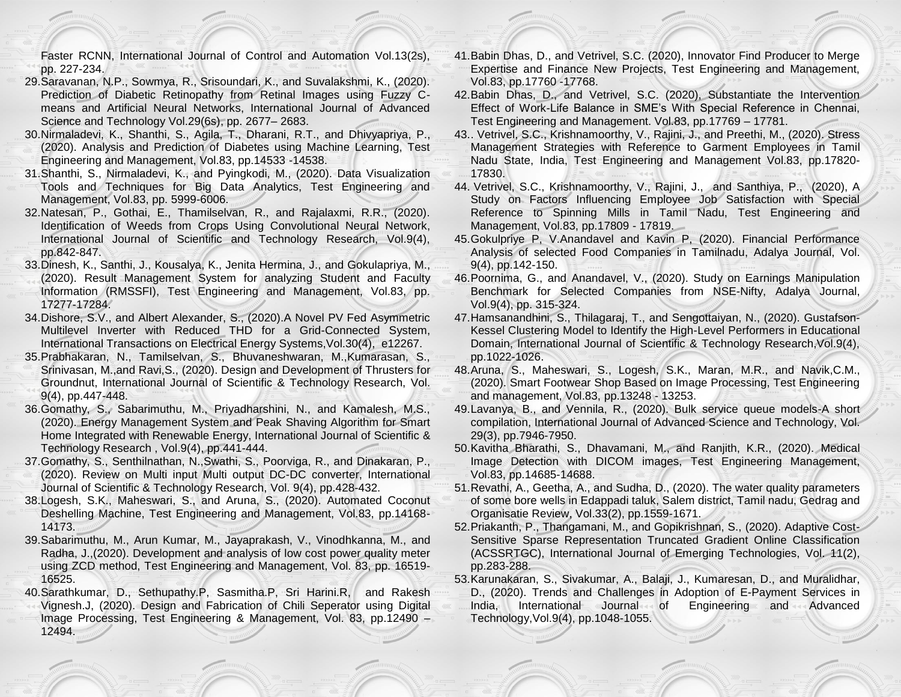Faster RCNN, International Journal of Control and Automation Vol.13(2s), pp. 227-234.

29. Saravanan, N.P., Sowmya, R., Srisoundari, K., and Suvalakshmi, K., (2020). Prediction of Diabetic Retinopathy from Retinal Images using Fuzzy C-means and Artificial Neural Networks, International Journal of Advanced Science and Technology Vol.29(6s), pp. 2677– 2683.
30. Nirmaladevi, K., Shanthi, S., Agila, T., Dharani, R.T., and Dhivyapriya, P., (2020). Analysis and Prediction of Diabetes using Machine Learning, Test Engineering and Management, Vol.83, pp.14533 -14538.
31. Shanthi, S., Nirmaladevi, K., and Pyingkodi, M., (2020). Data Visualization Tools and Techniques for Big Data Analytics, Test Engineering and Management, Vol.83, pp. 5999-6006.
32. Natesan, P., Gothai, E., Thamilselvan, R., and Rajalaxmi, R.R., (2020). Identification of Weeds from Crops Using Convolutional Neural Network, International Journal of Scientific and Technology Research, Vol.9(4), pp.842-847.
33. Dinesh, K., Santhi, J., Kousalya, K., Jenita Hermina, J., and Gokulapriya, M., (2020). Result Management System for analyzing Student and Faculty Information (RMSSFI), Test Engineering and Management, Vol.83, pp. 17277-17284.
34. Dishore, S.V., and Albert Alexander, S., (2020).A Novel PV Fed Asymmetric Multilevel Inverter with Reduced THD for a Grid-Connected System, International Transactions on Electrical Energy Systems,Vol.30(4), e12267.
35. Prabhakaran, N., Tamilselvan, S., Bhuvaneshwaran, M.,Kumarasan, S., Srinivasan, M.,and Ravi,S., (2020). Design and Development of Thrusters for Groundnut, International Journal of Scientific & Technology Research, Vol. 9(4), pp.447-448.
36. Gomathy, S., Sabarimuthu, M., Priyadharshini, N., and Kamalesh, M.S., (2020). Energy Management System and Peak Shaving Algorithm for Smart Home Integrated with Renewable Energy, International Journal of Scientific & Technology Research , Vol.9(4), pp.441-444.
37. Gomathy, S., Senthilnathan, N.,Swathi, S., Poorviga, R., and Dinakaran, P., (2020). Review on Multi input Multi output DC-DC converter, International Journal of Scientific & Technology Research, Vol. 9(4), pp.428-432.
38. Logesh, S.K., Maheswari, S., and Aruna, S., (2020). Automated Coconut Deshelling Machine, Test Engineering and Management, Vol.83, pp.14168-14173.
39. Sabarimuthu, M., Arun Kumar, M., Jayaprakash, V., Vinodhkanna, M., and Radha, J.,(2020). Development and analysis of low cost power quality meter using ZCD method, Test Engineering and Management, Vol. 83, pp. 16519-16525.
40. Sarathkumar, D., Sethupathy.P, Sasmitha.P, Sri Harini.R, and Rakesh Vignesh.J, (2020). Design and Fabrication of Chili Seperator using Digital Image Processing, Test Engineering & Management, Vol. 83, pp.12490 – 12494.
41. Babin Dhas, D., and Vetrivel, S.C. (2020), Innovator Find Producer to Merge Expertise and Finance New Projects, Test Engineering and Management, Vol.83, pp.17760 -17768.
42. Babin Dhas, D., and Vetrivel, S.C. (2020), Substantiate the Intervention Effect of Work-Life Balance in SME's With Special Reference in Chennai, Test Engineering and Management. Vol.83, pp.17769 – 17781.
43. . Vetrivel, S.C., Krishnamoorthy, V., Rajini, J., and Preethi, M., (2020). Stress Management Strategies with Reference to Garment Employees in Tamil Nadu State, India, Test Engineering and Management Vol.83, pp.17820-17830.
44. Vetrivel, S.C., Krishnamoorthy, V., Rajini, J., and Santhiya, P., (2020), A Study on Factors Influencing Employee Job Satisfaction with Special Reference to Spinning Mills in Tamil Nadu, Test Engineering and Management, Vol.83, pp.17809 - 17819.
45. Gokulpriye P, V.Anandavel and Kavin P, (2020). Financial Performance Analysis of selected Food Companies in Tamilnadu, Adalya Journal, Vol. 9(4), pp.142-150.
46. Poornima, G., and Anandavel, V., (2020). Study on Earnings Manipulation Benchmark for Selected Companies from NSE-Nifty, Adalya Journal, Vol.9(4), pp. 315-324.
47. Hamsanandhini, S., Thilagaraj, T., and Sengottaiyan, N., (2020). Gustafson-Kessel Clustering Model to Identify the High-Level Performers in Educational Domain, International Journal of Scientific & Technology Research,Vol.9(4), pp.1022-1026.
48. Aruna, S., Maheswari, S., Logesh, S.K., Maran, M.R., and Navik,C.M., (2020). Smart Footwear Shop Based on Image Processing, Test Engineering and management, Vol.83, pp.13248 - 13253.
49. Lavanya, B., and Vennila, R., (2020). Bulk service queue models-A short compilation, International Journal of Advanced Science and Technology, Vol. 29(3), pp.7946-7950.
50. Kavitha Bharathi, S., Dhavamani, M., and Ranjith, K.R., (2020). Medical Image Detection with DICOM images, Test Engineering Management, Vol.83, pp.14685-14688.
51. Revathi, A., Geetha, A., and Sudha, D., (2020). The water quality parameters of some bore wells in Edappadi taluk, Salem district, Tamil nadu, Gedrag and Organisatie Review, Vol.33(2), pp.1559-1671.
52. Priakanth, P., Thangamani, M., and Gopikrishnan, S., (2020). Adaptive Cost-Sensitive Sparse Representation Truncated Gradient Online Classification (ACSSRTGC), International Journal of Emerging Technologies, Vol. 11(2), pp.283-288.
53. Karunakaran, S., Sivakumar, A., Balaji, J., Kumaresan, D., and Muralidhar, D., (2020). Trends and Challenges in Adoption of E-Payment Services in India, International Journal of Engineering and Advanced Technology,Vol.9(4), pp.1048-1055.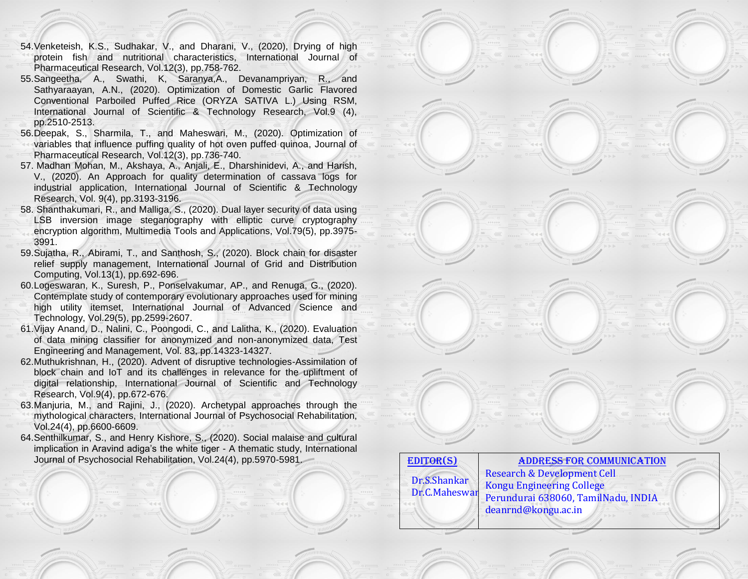54. Venketeish, K.S., Sudhakar, V., and Dharani, V., (2020), Drying of high protein fish and nutritional characteristics, International Journal of Pharmaceutical Research, Vol.12(3), pp.758-762.
55. Sangeetha, A., Swathi, K, Saranya,A., Devanampriyan, R., and Sathyaraayan, A.N., (2020). Optimization of Domestic Garlic Flavored Conventional Parboiled Puffed Rice (ORYZA SATIVA L.) Using RSM, International Journal of Scientific & Technology Research, Vol.9 (4), pp.2510-2513.
56. Deepak, S., Sharmila, T., and Maheswari, M., (2020). Optimization of variables that influence puffing quality of hot oven puffed quinoa, Journal of Pharmaceutical Research, Vol.12(3), pp.736-740.
57. Madhan Mohan, M., Akshaya, A., Anjali, E., Dharshinidevi, A., and Harish, V., (2020). An Approach for quality determination of cassava logs for industrial application, International Journal of Scientific & Technology Research, Vol. 9(4), pp.3193-3196.
58. Shanthakumari, R., and Malliga, S., (2020). Dual layer security of data using LSB inversion image steganography with elliptic curve cryptography encryption algorithm, Multimedia Tools and Applications, Vol.79(5), pp.3975-3991.
59. Sujatha, R., Abirami, T., and Santhosh, S., (2020). Block chain for disaster relief supply management, International Journal of Grid and Distribution Computing, Vol.13(1), pp.692-696.
60. Logeswaran, K., Suresh, P., Ponselvakumar, AP., and Renuga, G., (2020). Contemplate study of contemporary evolutionary approaches used for mining high utility itemset, International Journal of Advanced Science and Technology, Vol.29(5), pp.2599-2607.
61. Vijay Anand, D., Nalini, C., Poongodi, C., and Lalitha, K., (2020). Evaluation of data mining classifier for anonymized and non-anonymized data, Test Engineering and Management, Vol. 83, pp.14323-14327.
62. Muthukrishnan, H., (2020). Advent of disruptive technologies-Assimilation of block chain and IoT and its challenges in relevance for the upliftment of digital relationship, International Journal of Scientific and Technology Research, Vol.9(4), pp.672-676.
63. Manjuria, M., and Rajini, J., (2020). Archetypal approaches through the mythological characters, International Journal of Psychosocial Rehabilitation, Vol.24(4), pp.6600-6609.
64. Senthilkumar, S., and Henry Kishore, S., (2020). Social malaise and cultural implication in Aravind adiga's the white tiger - A thematic study, International Journal of Psychosocial Rehabilitation, Vol.24(4), pp.5970-5981.

| EDITOR(S) | ADDRESS FOR COMMUNICATION |
|---|---|
| Dr.S.Shankar<br>Dr.C.Maheswar | Research & Development Cell<br>Kongu Engineering College<br>Perundurai 638060, TamilNadu, INDIA<br>deanrnd@kongu.ac.in |